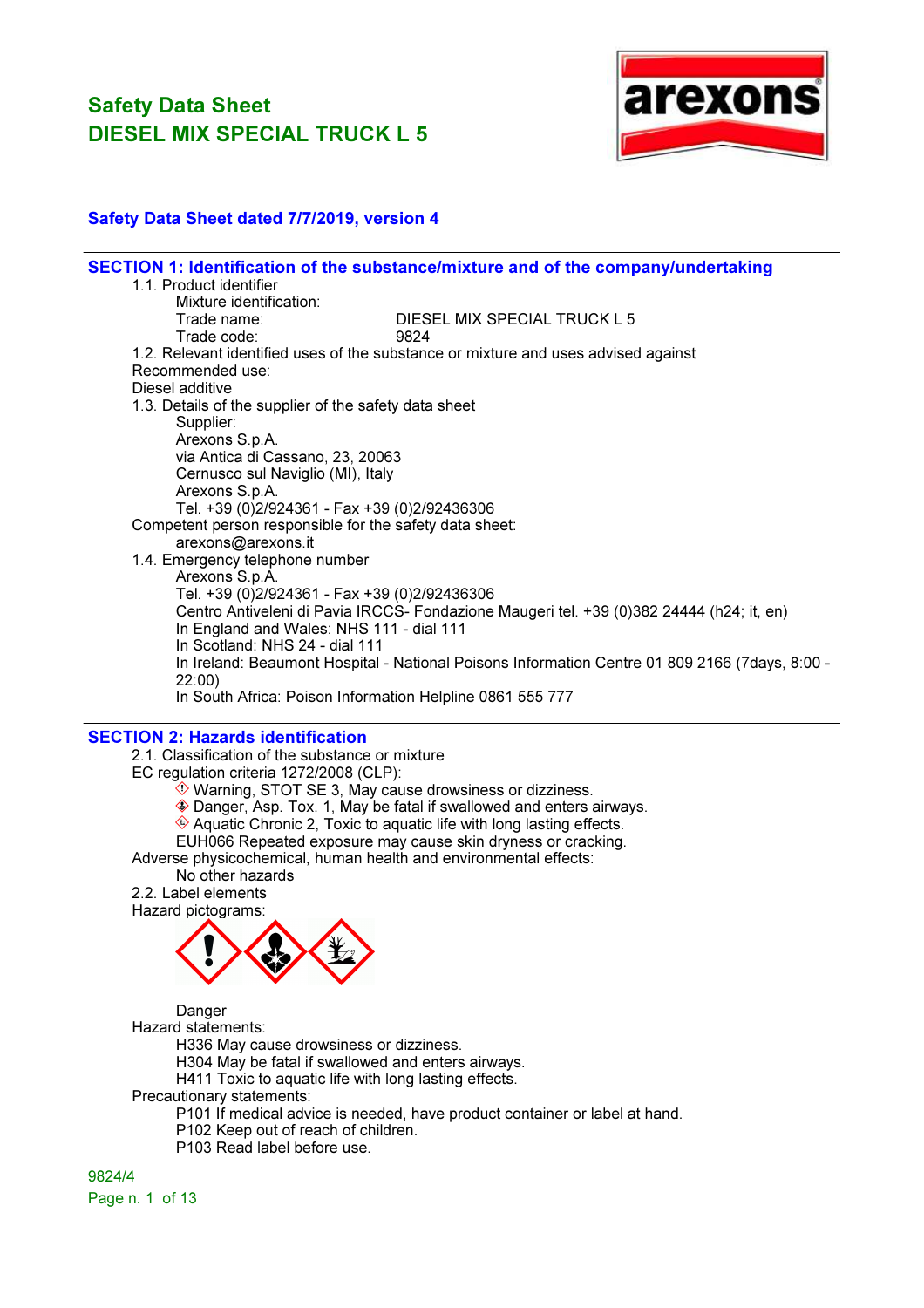# Safety Data Sheet
# DIESEL MIX SPECIAL TRUCK L 5

**Safety Data Sheet dated 7/7/2019, version 4**

## SECTION 1: Identification of the substance/mixture and of the company/undertaking

1.1. Product identifier

Mixture identification:

Trade name: DIESEL MIX SPECIAL TRUCK L 5

Trade code: 9824

1.2. Relevant identified uses of the substance or mixture and uses advised against

Recommended use:

Diesel additive

1.3. Details of the supplier of the safety data sheet

Supplier:

Arexons S.p.A.
via Antica di Cassano, 23, 20063
Cernusco sul Naviglio (MI), Italy
Arexons S.p.A.
Tel. +39 (0)2/924361 - Fax +39 (0)2/92436306

Competent person responsible for the safety data sheet:

arexons@arexons.it

1.4. Emergency telephone number

Arexons S.p.A.
Tel. +39 (0)2/924361 - Fax +39 (0)2/92436306
Centro Antiveleni di Pavia IRCCS- Fondazione Maugeri tel. +39 (0)382 24444 (h24; it, en)
In England and Wales: NHS 111 - dial 111
In Scotland: NHS 24 - dial 111
In Ireland: Beaumont Hospital - National Poisons Information Centre 01 809 2166 (7days, 8:00 - 22:00)
In South Africa: Poison Information Helpline 0861 555 777

## SECTION 2: Hazards identification

2.1. Classification of the substance or mixture

EC regulation criteria 1272/2008 (CLP):

- Warning, STOT SE 3, May cause drowsiness or dizziness.
- Danger, Asp. Tox. 1, May be fatal if swallowed and enters airways.
- Aquatic Chronic 2, Toxic to aquatic life with long lasting effects.
- EUH066 Repeated exposure may cause skin dryness or cracking.

Adverse physicochemical, human health and environmental effects:

No other hazards

2.2. Label elements

Hazard pictograms:

Danger

Hazard statements:

H336 May cause drowsiness or dizziness.
H304 May be fatal if swallowed and enters airways.
H411 Toxic to aquatic life with long lasting effects.

Precautionary statements:

P101 If medical advice is needed, have product container or label at hand.
P102 Keep out of reach of children.
P103 Read label before use.

9824/4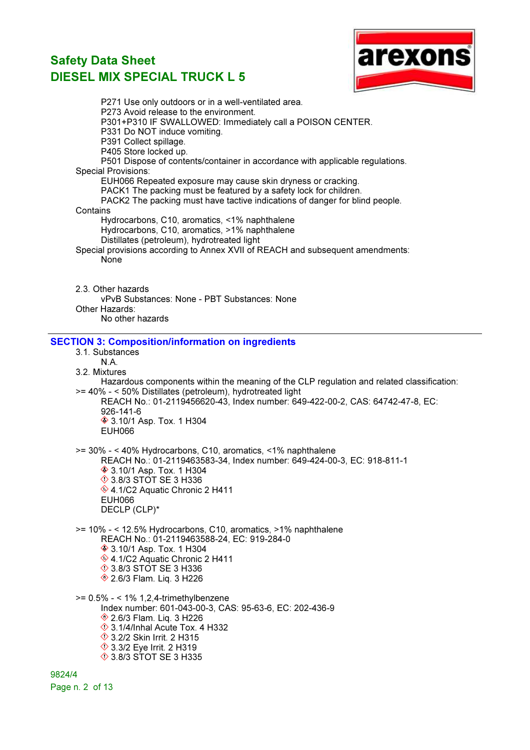P271 Use only outdoors or in a well-ventilated area.
P273 Avoid release to the environment.
P301+P310 IF SWALLOWED: Immediately call a POISON CENTER.
P331 Do NOT induce vomiting.
P391 Collect spillage.
P405 Store locked up.
P501 Dispose of contents/container in accordance with applicable regulations.

Special Provisions:

EUH066 Repeated exposure may cause skin dryness or cracking.
PACK1 The packing must be featured by a safety lock for children.
PACK2 The packing must have tactive indications of danger for blind people.

Contains

Hydrocarbons, C10, aromatics, <1% naphthalene
Hydrocarbons, C10, aromatics, >1% naphthalene
Distillates (petroleum), hydrotreated light

Special provisions according to Annex XVII of REACH and subsequent amendments:

None

2.3. Other hazards

vPvB Substances: None - PBT Substances: None

Other Hazards:

No other hazards

## SECTION 3: Composition/information on ingredients

3.1. Substances

N.A.

3.2. Mixtures

Hazardous components within the meaning of the CLP regulation and related classification:

>= 40% - < 50% Distillates (petroleum), hydrotreated light
REACH No.: 01-2119456620-43, Index number: 649-422-00-2, CAS: 64742-47-8, EC: 926-141-6
3.10/1 Asp. Tox. 1 H304
EUH066

>= 30% - < 40% Hydrocarbons, C10, aromatics, <1% naphthalene
REACH No.: 01-2119463583-34, Index number: 649-424-00-3, EC: 918-811-1
3.10/1 Asp. Tox. 1 H304
3.8/3 STOT SE 3 H336
4.1/C2 Aquatic Chronic 2 H411
EUH066
DECLP (CLP)*

>= 10% - < 12.5% Hydrocarbons, C10, aromatics, >1% naphthalene
REACH No.: 01-2119463588-24, EC: 919-284-0
3.10/1 Asp. Tox. 1 H304
4.1/C2 Aquatic Chronic 2 H411
3.8/3 STOT SE 3 H336
2.6/3 Flam. Liq. 3 H226

>= 0.5% - < 1% 1,2,4-trimethylbenzene
Index number: 601-043-00-3, CAS: 95-63-6, EC: 202-436-9
2.6/3 Flam. Liq. 3 H226
3.1/4/Inhal Acute Tox. 4 H332
3.2/2 Skin Irrit. 2 H315
3.3/2 Eye Irrit. 2 H319
3.8/3 STOT SE 3 H335

9824/4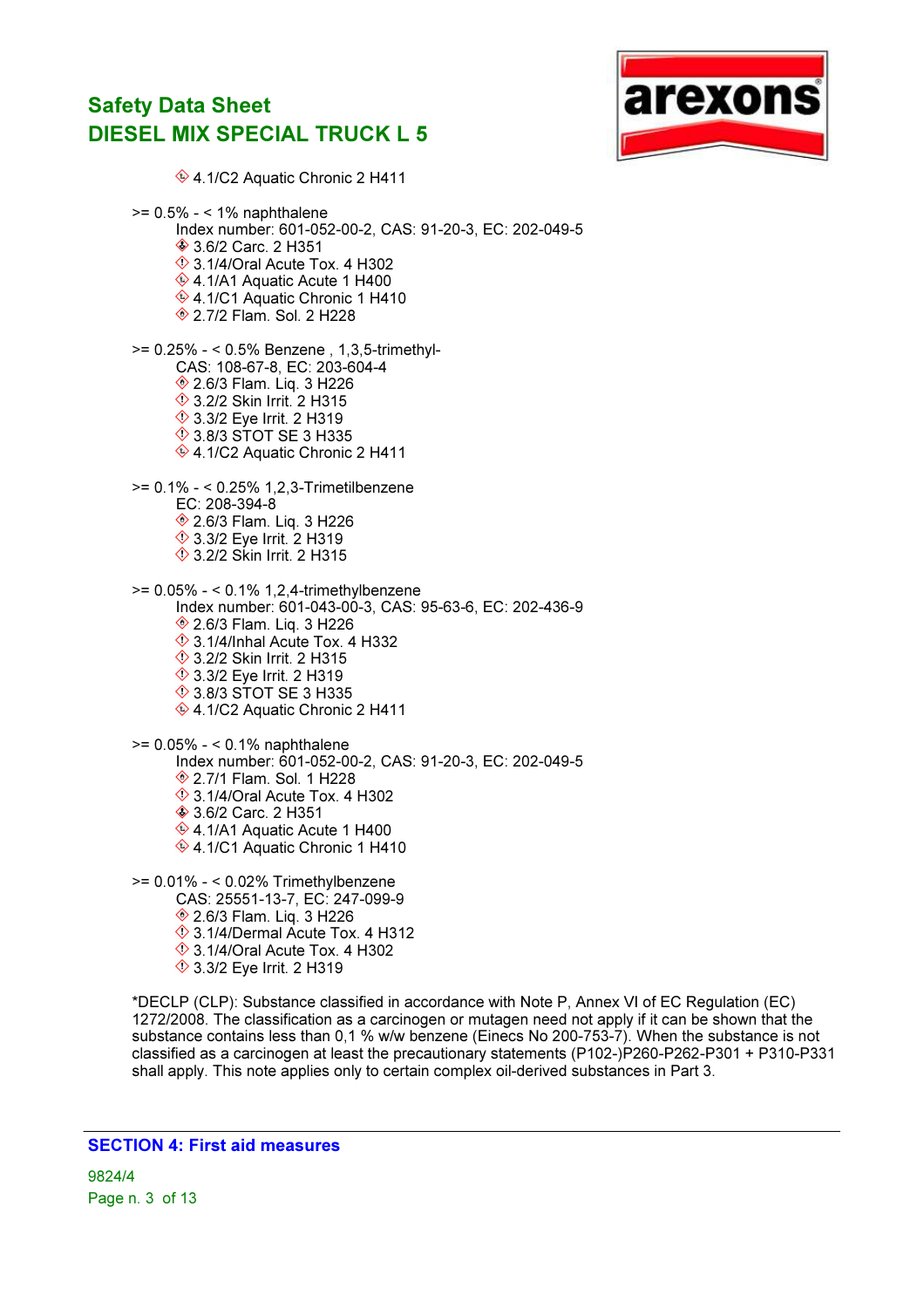4.1/C2 Aquatic Chronic 2 H411

>= 0.5% - < 1% naphthalene
Index number: 601-052-00-2, CAS: 91-20-3, EC: 202-049-5
- 3.6/2 Carc. 2 H351
- 3.1/4/Oral Acute Tox. 4 H302
- 4.1/A1 Aquatic Acute 1 H400
- 4.1/C1 Aquatic Chronic 1 H410
- 2.7/2 Flam. Sol. 2 H228

>= 0.25% - < 0.5% Benzene , 1,3,5-trimethyl-
CAS: 108-67-8, EC: 203-604-4
- 2.6/3 Flam. Liq. 3 H226
- 3.2/2 Skin Irrit. 2 H315
- 3.3/2 Eye Irrit. 2 H319
- 3.8/3 STOT SE 3 H335
- 4.1/C2 Aquatic Chronic 2 H411

>= 0.1% - < 0.25% 1,2,3-Trimetilbenzene
EC: 208-394-8
- 2.6/3 Flam. Liq. 3 H226
- 3.3/2 Eye Irrit. 2 H319
- 3.2/2 Skin Irrit. 2 H315

>= 0.05% - < 0.1% 1,2,4-trimethylbenzene
Index number: 601-043-00-3, CAS: 95-63-6, EC: 202-436-9
- 2.6/3 Flam. Liq. 3 H226
- 3.1/4/Inhal Acute Tox. 4 H332
- 3.2/2 Skin Irrit. 2 H315
- 3.3/2 Eye Irrit. 2 H319
- 3.8/3 STOT SE 3 H335
- 4.1/C2 Aquatic Chronic 2 H411

>= 0.05% - < 0.1% naphthalene
Index number: 601-052-00-2, CAS: 91-20-3, EC: 202-049-5
- 2.7/1 Flam. Sol. 1 H228
- 3.1/4/Oral Acute Tox. 4 H302
- 3.6/2 Carc. 2 H351
- 4.1/A1 Aquatic Acute 1 H400
- 4.1/C1 Aquatic Chronic 1 H410

>= 0.01% - < 0.02% Trimethylbenzene
CAS: 25551-13-7, EC: 247-099-9
- 2.6/3 Flam. Liq. 3 H226
- 3.1/4/Dermal Acute Tox. 4 H312
- 3.1/4/Oral Acute Tox. 4 H302
- 3.3/2 Eye Irrit. 2 H319

*DECLP (CLP): Substance classified in accordance with Note P, Annex VI of EC Regulation (EC) 1272/2008. The classification as a carcinogen or mutagen need not apply if it can be shown that the substance contains less than 0,1 % w/w benzene (Einecs No 200-753-7). When the substance is not classified as a carcinogen at least the precautionary statements (P102-)P260-P262-P301 + P310-P331 shall apply. This note applies only to certain complex oil-derived substances in Part 3.

## SECTION 4: First aid measures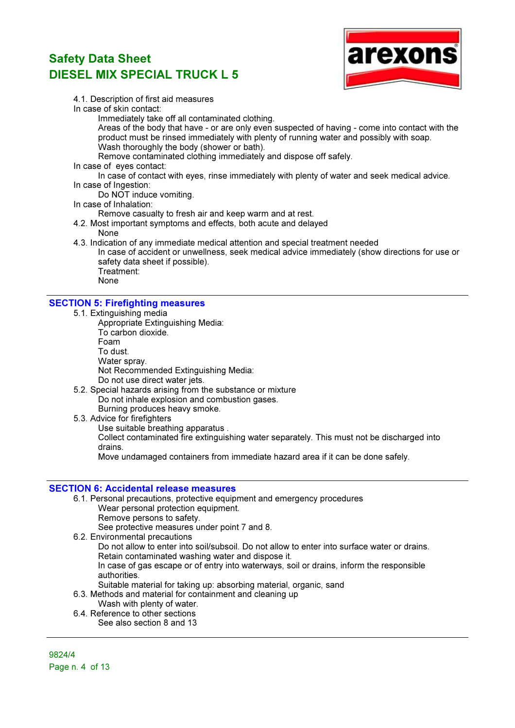4.1. Description of first aid measures

In case of skin contact:

Immediately take off all contaminated clothing.

Areas of the body that have - or are only even suspected of having - come into contact with the product must be rinsed immediately with plenty of running water and possibly with soap.

Wash thoroughly the body (shower or bath).

Remove contaminated clothing immediately and dispose off safely.

In case of eyes contact:

In case of contact with eyes, rinse immediately with plenty of water and seek medical advice.

In case of Ingestion:

Do NOT induce vomiting.

In case of Inhalation:

Remove casualty to fresh air and keep warm and at rest.

4.2. Most important symptoms and effects, both acute and delayed

None

4.3. Indication of any immediate medical attention and special treatment needed

In case of accident or unwellness, seek medical advice immediately (show directions for use or safety data sheet if possible).

Treatment:

None

## SECTION 5: Firefighting measures

5.1. Extinguishing media

Appropriate Extinguishing Media:

To carbon dioxide.

Foam

To dust.

Water spray.

Not Recommended Extinguishing Media:

Do not use direct water jets.

5.2. Special hazards arising from the substance or mixture

Do not inhale explosion and combustion gases.

Burning produces heavy smoke.

5.3. Advice for firefighters

Use suitable breathing apparatus .

Collect contaminated fire extinguishing water separately. This must not be discharged into drains.

Move undamaged containers from immediate hazard area if it can be done safely.

## SECTION 6: Accidental release measures

6.1. Personal precautions, protective equipment and emergency procedures

Wear personal protection equipment.

Remove persons to safety.

See protective measures under point 7 and 8.

6.2. Environmental precautions

Do not allow to enter into soil/subsoil. Do not allow to enter into surface water or drains.

Retain contaminated washing water and dispose it.

In case of gas escape or of entry into waterways, soil or drains, inform the responsible authorities.

Suitable material for taking up: absorbing material, organic, sand

6.3. Methods and material for containment and cleaning up

Wash with plenty of water.

6.4. Reference to other sections

See also section 8 and 13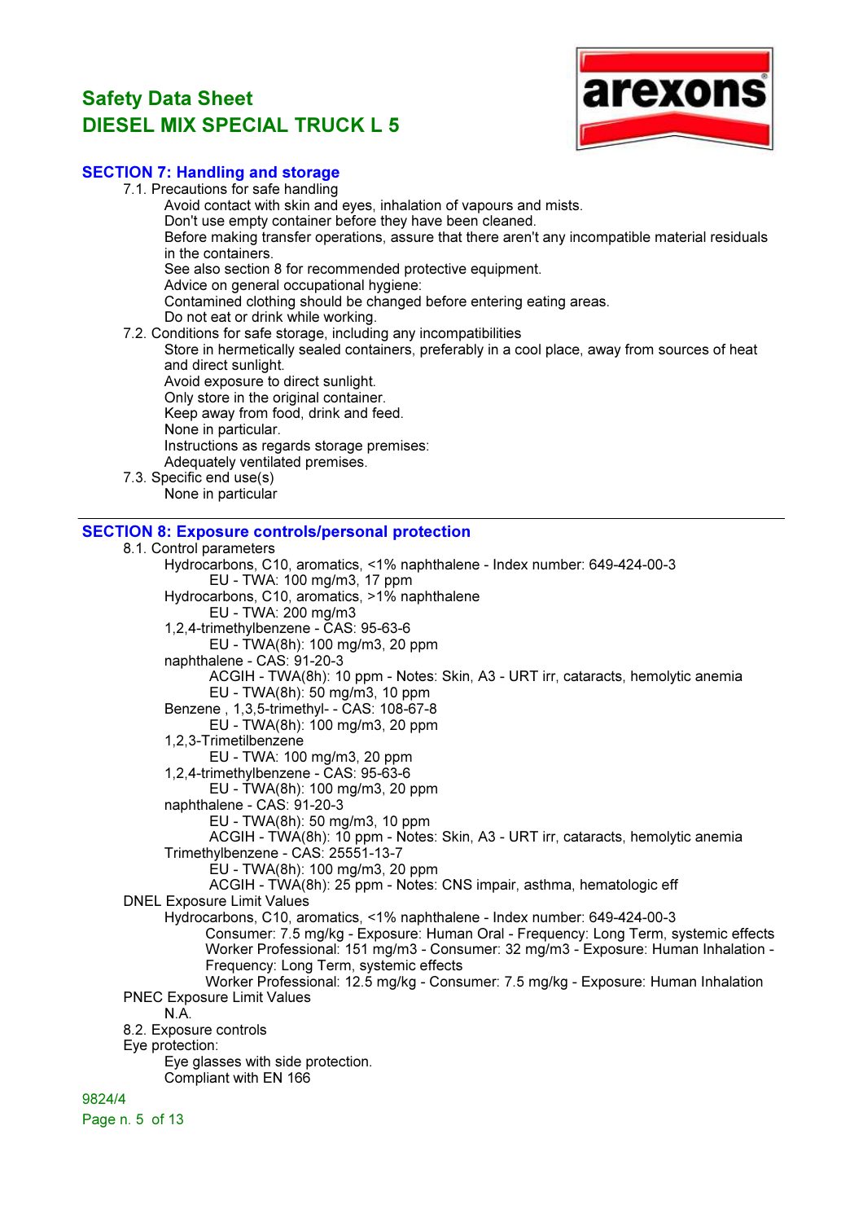## SECTION 7: Handling and storage

7.1. Precautions for safe handling

Avoid contact with skin and eyes, inhalation of vapours and mists.
Don't use empty container before they have been cleaned.
Before making transfer operations, assure that there aren't any incompatible material residuals in the containers.
See also section 8 for recommended protective equipment.
Advice on general occupational hygiene:
Contamined clothing should be changed before entering eating areas.
Do not eat or drink while working.

7.2. Conditions for safe storage, including any incompatibilities

Store in hermetically sealed containers, preferably in a cool place, away from sources of heat and direct sunlight.
Avoid exposure to direct sunlight.
Only store in the original container.
Keep away from food, drink and feed.
None in particular.
Instructions as regards storage premises:
Adequately ventilated premises.

7.3. Specific end use(s)

None in particular

## SECTION 8: Exposure controls/personal protection

8.1. Control parameters

Hydrocarbons, C10, aromatics, <1% naphthalene - Index number: 649-424-00-3
- EU - TWA: 100 mg/m3, 17 ppm

Hydrocarbons, C10, aromatics, >1% naphthalene
- EU - TWA: 200 mg/m3

1,2,4-trimethylbenzene - CAS: 95-63-6
- EU - TWA(8h): 100 mg/m3, 20 ppm

naphthalene - CAS: 91-20-3
- ACGIH - TWA(8h): 10 ppm - Notes: Skin, A3 - URT irr, cataracts, hemolytic anemia
- EU - TWA(8h): 50 mg/m3, 10 ppm

Benzene , 1,3,5-trimethyl- - CAS: 108-67-8
- EU - TWA(8h): 100 mg/m3, 20 ppm

1,2,3-Trimetilbenzene
- EU - TWA: 100 mg/m3, 20 ppm

1,2,4-trimethylbenzene - CAS: 95-63-6
- EU - TWA(8h): 100 mg/m3, 20 ppm

naphthalene - CAS: 91-20-3
- EU - TWA(8h): 50 mg/m3, 10 ppm
- ACGIH - TWA(8h): 10 ppm - Notes: Skin, A3 - URT irr, cataracts, hemolytic anemia

Trimethylbenzene - CAS: 25551-13-7
- EU - TWA(8h): 100 mg/m3, 20 ppm
- ACGIH - TWA(8h): 25 ppm - Notes: CNS impair, asthma, hematologic eff

DNEL Exposure Limit Values

Hydrocarbons, C10, aromatics, <1% naphthalene - Index number: 649-424-00-3
- Consumer: 7.5 mg/kg - Exposure: Human Oral - Frequency: Long Term, systemic effects
- Worker Professional: 151 mg/m3 - Consumer: 32 mg/m3 - Exposure: Human Inhalation - Frequency: Long Term, systemic effects
- Worker Professional: 12.5 mg/kg - Consumer: 7.5 mg/kg - Exposure: Human Inhalation

PNEC Exposure Limit Values

N.A.

8.2. Exposure controls

Eye protection:

Eye glasses with side protection.
Compliant with EN 166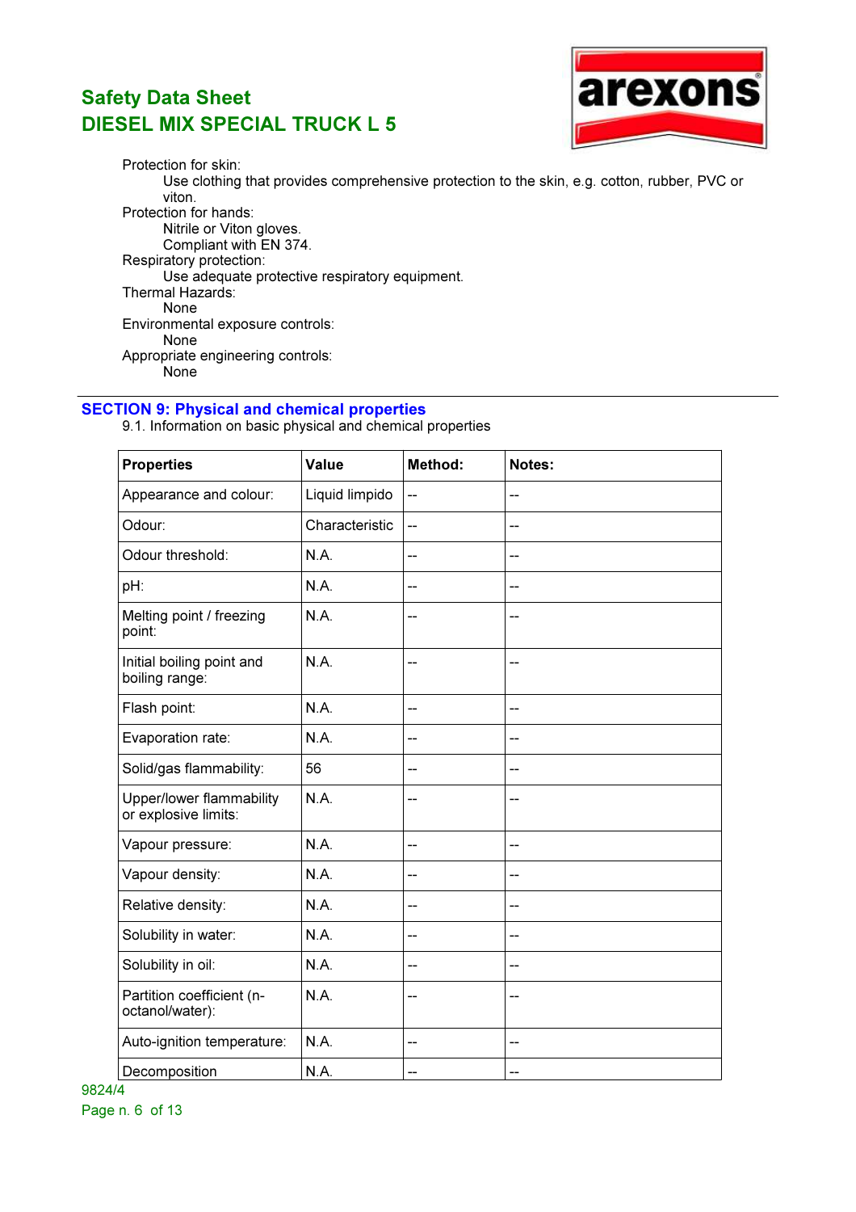Protection for skin:

Use clothing that provides comprehensive protection to the skin, e.g. cotton, rubber, PVC or viton.

Protection for hands:

Nitrile or Viton gloves.

Compliant with EN 374.

Respiratory protection:

Use adequate protective respiratory equipment.

Thermal Hazards:

None

Environmental exposure controls:

None

Appropriate engineering controls:

None

## SECTION 9: Physical and chemical properties

9.1. Information on basic physical and chemical properties

| Properties | Value | Method: | Notes: |
| --- | --- | --- | --- |
| Appearance and colour: | Liquid limpido | -- | -- |
| Odour: | Characteristic | -- | -- |
| Odour threshold: | N.A. | -- | -- |
| pH: | N.A. | -- | -- |
| Melting point / freezing point: | N.A. | -- | -- |
| Initial boiling point and boiling range: | N.A. | -- | -- |
| Flash point: | N.A. | -- | -- |
| Evaporation rate: | N.A. | -- | -- |
| Solid/gas flammability: | 56 | -- | -- |
| Upper/lower flammability or explosive limits: | N.A. | -- | -- |
| Vapour pressure: | N.A. | -- | -- |
| Vapour density: | N.A. | -- | -- |
| Relative density: | N.A. | -- | -- |
| Solubility in water: | N.A. | -- | -- |
| Solubility in oil: | N.A. | -- | -- |
| Partition coefficient (n-octanol/water): | N.A. | -- | -- |
| Auto-ignition temperature: | N.A. | -- | -- |
| Decomposition | N.A. | -- | -- |

9824/4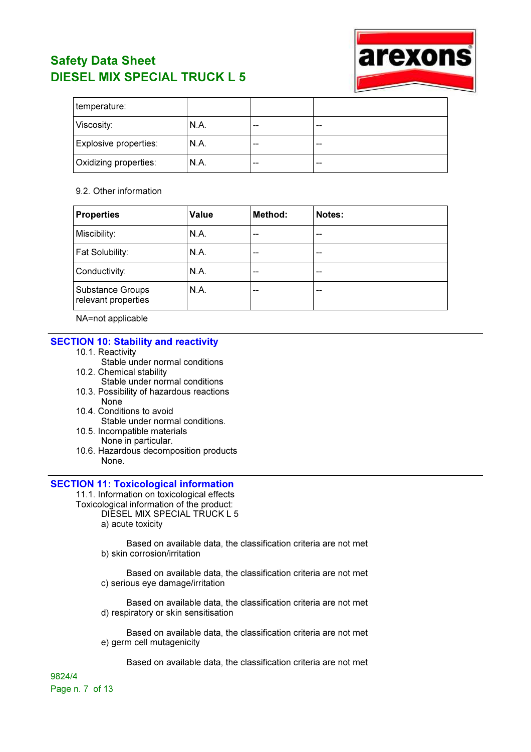| temperature: | | | |
|---|---|---|---|
| Viscosity: | N.A. | -- | -- |
| Explosive properties: | N.A. | -- | -- |
| Oxidizing properties: | N.A. | -- | -- |

9.2. Other information

| Properties | Value | Method: | Notes: |
|---|---|---|---|
| Miscibility: | N.A. | -- | -- |
| Fat Solubility: | N.A. | -- | -- |
| Conductivity: | N.A. | -- | -- |
| Substance Groups relevant properties | N.A. | -- | -- |

NA=not applicable

## SECTION 10: Stability and reactivity

10.1. Reactivity
Stable under normal conditions

10.2. Chemical stability
Stable under normal conditions

10.3. Possibility of hazardous reactions
None

10.4. Conditions to avoid
Stable under normal conditions.

10.5. Incompatible materials
None in particular.

10.6. Hazardous decomposition products
None.

## SECTION 11: Toxicological information

11.1. Information on toxicological effects

Toxicological information of the product:

DIESEL MIX SPECIAL TRUCK L 5

a) acute toxicity

Based on available data, the classification criteria are not met

b) skin corrosion/irritation

Based on available data, the classification criteria are not met

c) serious eye damage/irritation

Based on available data, the classification criteria are not met

d) respiratory or skin sensitisation

Based on available data, the classification criteria are not met

e) germ cell mutagenicity

Based on available data, the classification criteria are not met

9824/4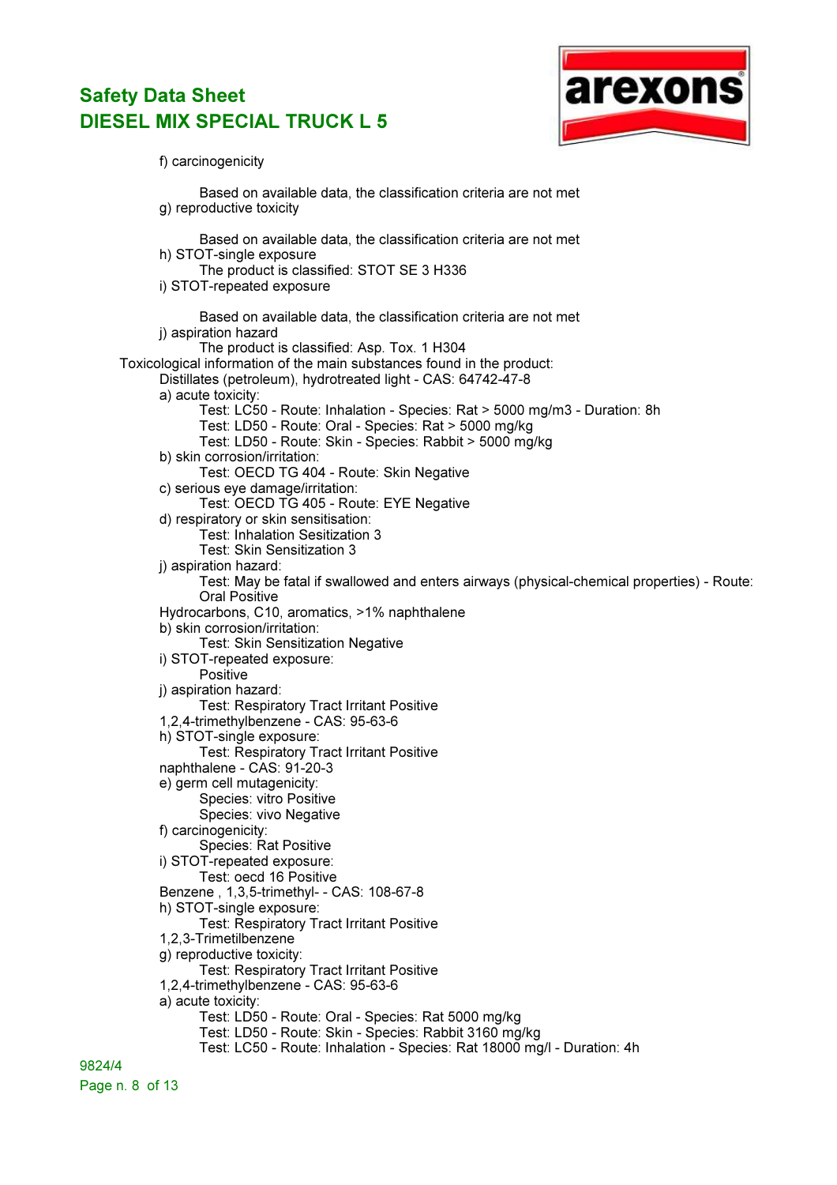f) carcinogenicity

Based on available data, the classification criteria are not met

g) reproductive toxicity

Based on available data, the classification criteria are not met

h) STOT-single exposure

The product is classified: STOT SE 3 H336

i) STOT-repeated exposure

Based on available data, the classification criteria are not met

j) aspiration hazard

The product is classified: Asp. Tox. 1 H304

Toxicological information of the main substances found in the product:

Distillates (petroleum), hydrotreated light - CAS: 64742-47-8

a) acute toxicity:

- Test: LC50 - Route: Inhalation - Species: Rat > 5000 mg/m3 - Duration: 8h
- Test: LD50 - Route: Oral - Species: Rat > 5000 mg/kg
- Test: LD50 - Route: Skin - Species: Rabbit > 5000 mg/kg

b) skin corrosion/irritation:

- Test: OECD TG 404 - Route: Skin Negative

c) serious eye damage/irritation:

- Test: OECD TG 405 - Route: EYE Negative

d) respiratory or skin sensitisation:

- Test: Inhalation Sesitization 3
- Test: Skin Sensitization 3

j) aspiration hazard:

- Test: May be fatal if swallowed and enters airways (physical-chemical properties) - Route: Oral Positive

Hydrocarbons, C10, aromatics, >1% naphthalene

b) skin corrosion/irritation:

- Test: Skin Sensitization Negative

i) STOT-repeated exposure:

- Positive

j) aspiration hazard:

- Test: Respiratory Tract Irritant Positive

1,2,4-trimethylbenzene - CAS: 95-63-6

h) STOT-single exposure:

- Test: Respiratory Tract Irritant Positive

naphthalene - CAS: 91-20-3

e) germ cell mutagenicity:

- Species: vitro Positive
- Species: vivo Negative

f) carcinogenicity:

- Species: Rat Positive

i) STOT-repeated exposure:

- Test: oecd 16 Positive

Benzene , 1,3,5-trimethyl- - CAS: 108-67-8

h) STOT-single exposure:

- Test: Respiratory Tract Irritant Positive

1,2,3-Trimetilbenzene

g) reproductive toxicity:

- Test: Respiratory Tract Irritant Positive

1,2,4-trimethylbenzene - CAS: 95-63-6

a) acute toxicity:

- Test: LD50 - Route: Oral - Species: Rat 5000 mg/kg
- Test: LD50 - Route: Skin - Species: Rabbit 3160 mg/kg
- Test: LC50 - Route: Inhalation - Species: Rat 18000 mg/l - Duration: 4h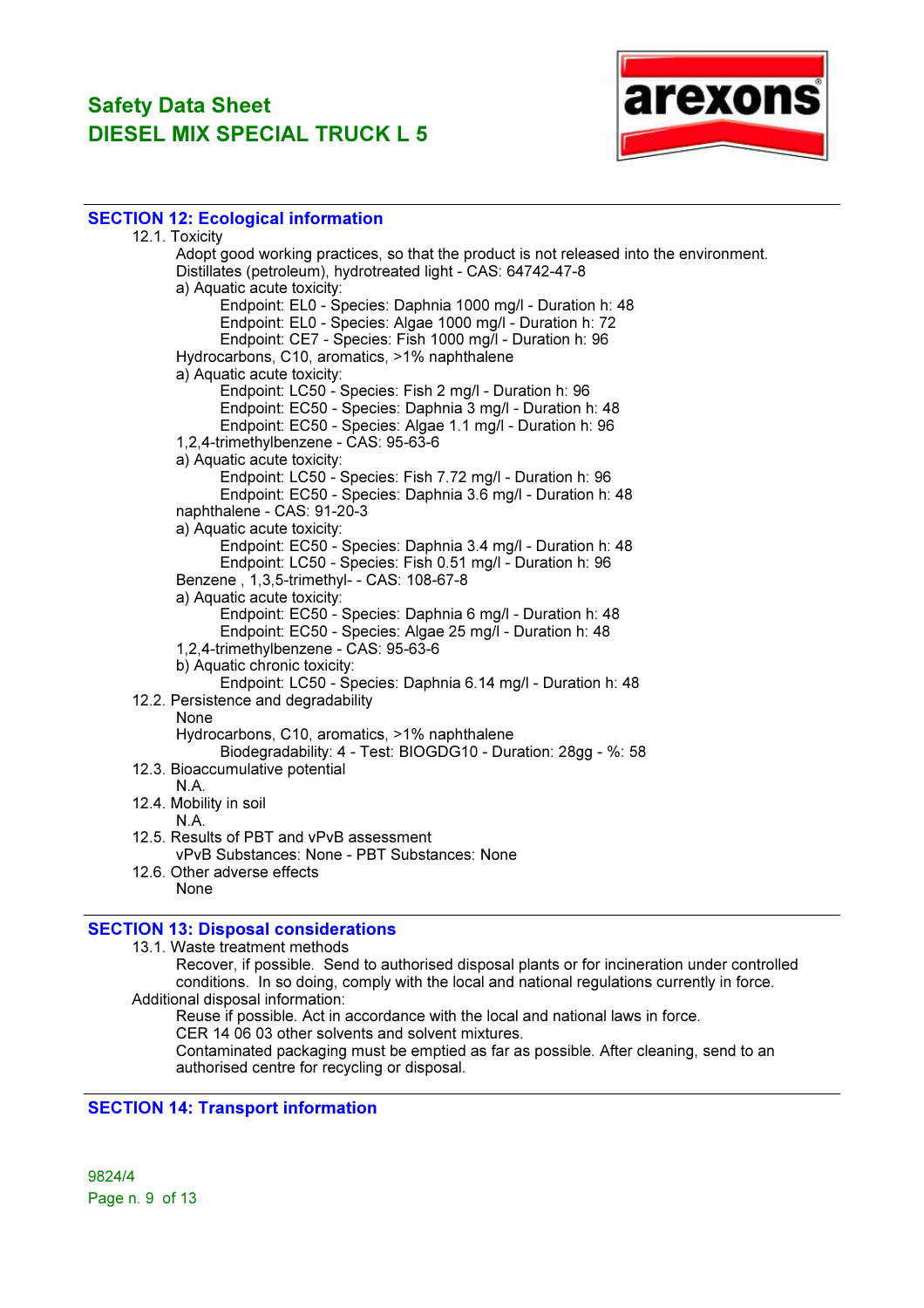## SECTION 12: Ecological information

12.1. Toxicity

Adopt good working practices, so that the product is not released into the environment.

Distillates (petroleum), hydrotreated light - CAS: 64742-47-8

a) Aquatic acute toxicity:

- Endpoint: EL0 - Species: Daphnia 1000 mg/l - Duration h: 48
- Endpoint: EL0 - Species: Algae 1000 mg/l - Duration h: 72
- Endpoint: CE7 - Species: Fish 1000 mg/l - Duration h: 96

Hydrocarbons, C10, aromatics, >1% naphthalene

a) Aquatic acute toxicity:

- Endpoint: LC50 - Species: Fish 2 mg/l - Duration h: 96
- Endpoint: EC50 - Species: Daphnia 3 mg/l - Duration h: 48
- Endpoint: EC50 - Species: Algae 1.1 mg/l - Duration h: 96

1,2,4-trimethylbenzene - CAS: 95-63-6

a) Aquatic acute toxicity:

- Endpoint: LC50 - Species: Fish 7.72 mg/l - Duration h: 96
- Endpoint: EC50 - Species: Daphnia 3.6 mg/l - Duration h: 48

naphthalene - CAS: 91-20-3

a) Aquatic acute toxicity:

- Endpoint: EC50 - Species: Daphnia 3.4 mg/l - Duration h: 48
- Endpoint: LC50 - Species: Fish 0.51 mg/l - Duration h: 96

Benzene , 1,3,5-trimethyl- - CAS: 108-67-8

a) Aquatic acute toxicity:

- Endpoint: EC50 - Species: Daphnia 6 mg/l - Duration h: 48
- Endpoint: EC50 - Species: Algae 25 mg/l - Duration h: 48

1,2,4-trimethylbenzene - CAS: 95-63-6

b) Aquatic chronic toxicity:

- Endpoint: LC50 - Species: Daphnia 6.14 mg/l - Duration h: 48

12.2. Persistence and degradability

None

Hydrocarbons, C10, aromatics, >1% naphthalene

Biodegradability: 4 - Test: BIOGDG10 - Duration: 28gg - %: 58

12.3. Bioaccumulative potential

N.A.

12.4. Mobility in soil

N.A.

12.5. Results of PBT and vPvB assessment

vPvB Substances: None - PBT Substances: None

12.6. Other adverse effects

None

## SECTION 13: Disposal considerations

13.1. Waste treatment methods

Recover, if possible. Send to authorised disposal plants or for incineration under controlled conditions. In so doing, comply with the local and national regulations currently in force.

Additional disposal information:

Reuse if possible. Act in accordance with the local and national laws in force.

CER 14 06 03 other solvents and solvent mixtures.

Contaminated packaging must be emptied as far as possible. After cleaning, send to an authorised centre for recycling or disposal.

## SECTION 14: Transport information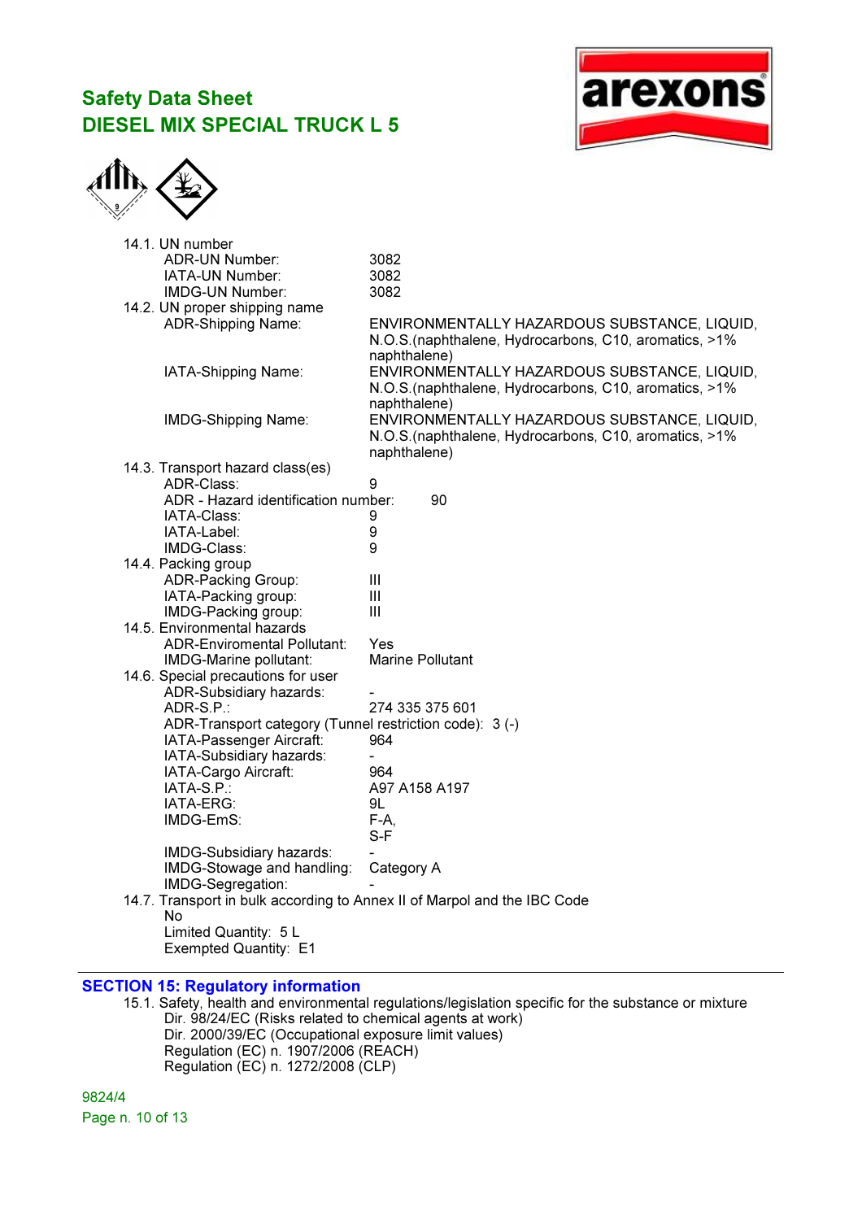14.1. UN number

| | |
|---|---|
| ADR-UN Number: | 3082 |
| IATA-UN Number: | 3082 |
| IMDG-UN Number: | 3082 |

14.2. UN proper shipping name

| | |
|---|---|
| ADR-Shipping Name: | ENVIRONMENTALLY HAZARDOUS SUBSTANCE, LIQUID, N.O.S.(naphthalene, Hydrocarbons, C10, aromatics, >1% naphthalene) |
| IATA-Shipping Name: | ENVIRONMENTALLY HAZARDOUS SUBSTANCE, LIQUID, N.O.S.(naphthalene, Hydrocarbons, C10, aromatics, >1% naphthalene) |
| IMDG-Shipping Name: | ENVIRONMENTALLY HAZARDOUS SUBSTANCE, LIQUID, N.O.S.(naphthalene, Hydrocarbons, C10, aromatics, >1% naphthalene) |

14.3. Transport hazard class(es)

| | |
|---|---|
| ADR-Class: | 9 |
| ADR - Hazard identification number: | 90 |
| IATA-Class: | 9 |
| IATA-Label: | 9 |
| IMDG-Class: | 9 |

14.4. Packing group

| | |
|---|---|
| ADR-Packing Group: | III |
| IATA-Packing group: | III |
| IMDG-Packing group: | III |

14.5. Environmental hazards

| | |
|---|---|
| ADR-Enviromental Pollutant: | Yes |
| IMDG-Marine pollutant: | Marine Pollutant |

14.6. Special precautions for user

| | |
|---|---|
| ADR-Subsidiary hazards: | - |
| ADR-S.P.: | 274 335 375 601 |
| ADR-Transport category (Tunnel restriction code): | 3 (-) |
| IATA-Passenger Aircraft: | 964 |
| IATA-Subsidiary hazards: | - |
| IATA-Cargo Aircraft: | 964 |
| IATA-S.P.: | A97 A158 A197 |
| IATA-ERG: | 9L |
| IMDG-EmS: | F-A, S-F |
| IMDG-Subsidiary hazards: | - |
| IMDG-Stowage and handling: | Category A |
| IMDG-Segregation: | - |

14.7. Transport in bulk according to Annex II of Marpol and the IBC Code

No

Limited Quantity: 5 L

Exempted Quantity: E1

## SECTION 15: Regulatory information

15.1. Safety, health and environmental regulations/legislation specific for the substance or mixture

Dir. 98/24/EC (Risks related to chemical agents at work)
Dir. 2000/39/EC (Occupational exposure limit values)
Regulation (EC) n. 1907/2006 (REACH)
Regulation (EC) n. 1272/2008 (CLP)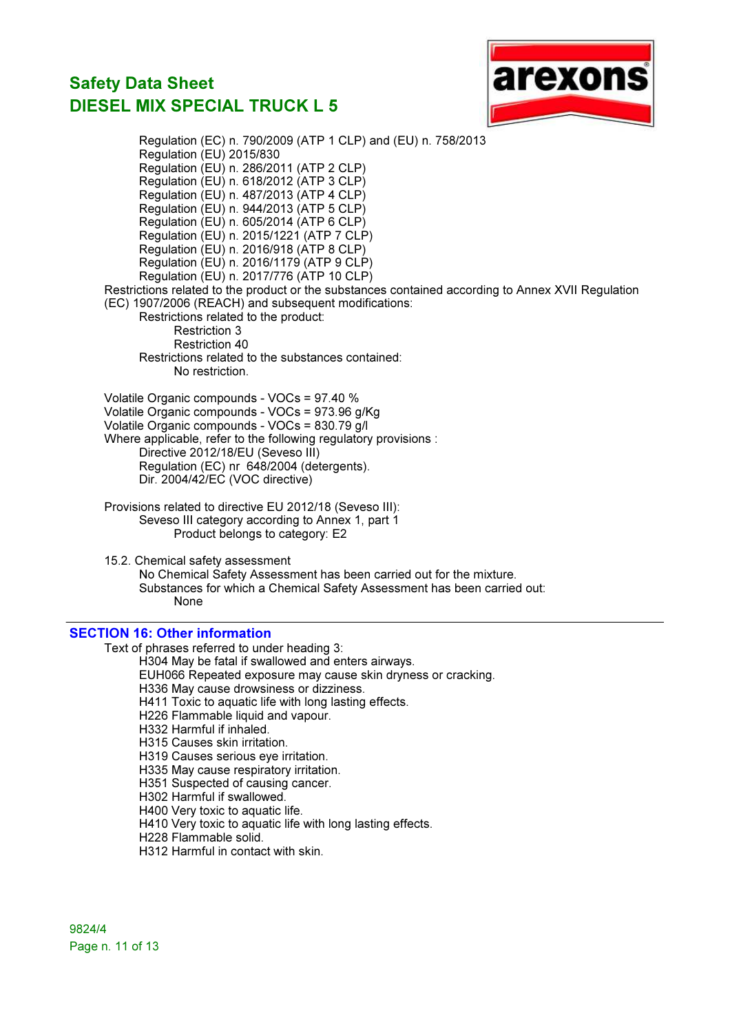Regulation (EC) n. 790/2009 (ATP 1 CLP) and (EU) n. 758/2013
Regulation (EU) 2015/830
Regulation (EU) n. 286/2011 (ATP 2 CLP)
Regulation (EU) n. 618/2012 (ATP 3 CLP)
Regulation (EU) n. 487/2013 (ATP 4 CLP)
Regulation (EU) n. 944/2013 (ATP 5 CLP)
Regulation (EU) n. 605/2014 (ATP 6 CLP)
Regulation (EU) n. 2015/1221 (ATP 7 CLP)
Regulation (EU) n. 2016/918 (ATP 8 CLP)
Regulation (EU) n. 2016/1179 (ATP 9 CLP)
Regulation (EU) n. 2017/776 (ATP 10 CLP)

Restrictions related to the product or the substances contained according to Annex XVII Regulation (EC) 1907/2006 (REACH) and subsequent modifications:

Restrictions related to the product:
- Restriction 3
- Restriction 40

Restrictions related to the substances contained:
- No restriction.

Volatile Organic compounds - VOCs = 97.40 %
Volatile Organic compounds - VOCs = 973.96 g/Kg
Volatile Organic compounds - VOCs = 830.79 g/l
Where applicable, refer to the following regulatory provisions :
Directive 2012/18/EU (Seveso III)
Regulation (EC) nr 648/2004 (detergents).
Dir. 2004/42/EC (VOC directive)

Provisions related to directive EU 2012/18 (Seveso III):
Seveso III category according to Annex 1, part 1
Product belongs to category: E2

15.2. Chemical safety assessment
No Chemical Safety Assessment has been carried out for the mixture.
Substances for which a Chemical Safety Assessment has been carried out:
None

## SECTION 16: Other information

Text of phrases referred to under heading 3:
H304 May be fatal if swallowed and enters airways.
EUH066 Repeated exposure may cause skin dryness or cracking.
H336 May cause drowsiness or dizziness.
H411 Toxic to aquatic life with long lasting effects.
H226 Flammable liquid and vapour.
H332 Harmful if inhaled.
H315 Causes skin irritation.
H319 Causes serious eye irritation.
H335 May cause respiratory irritation.
H351 Suspected of causing cancer.
H302 Harmful if swallowed.
H400 Very toxic to aquatic life.
H410 Very toxic to aquatic life with long lasting effects.
H228 Flammable solid.
H312 Harmful in contact with skin.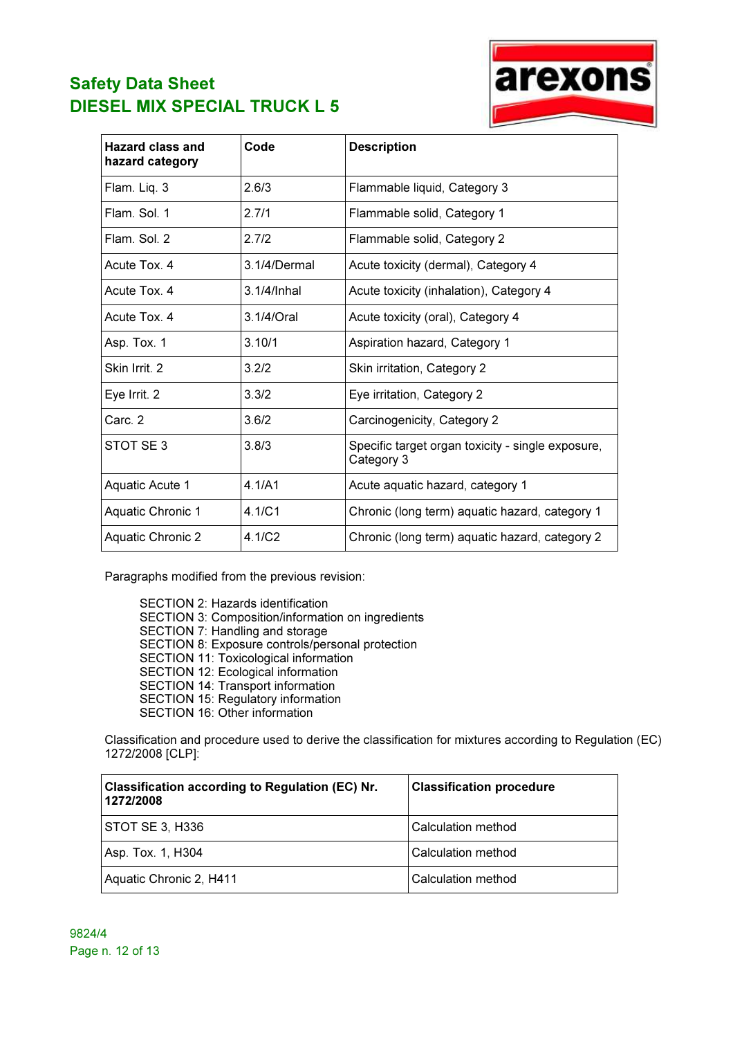| Hazard class and hazard category | Code | Description |
| --- | --- | --- |
| Flam. Liq. 3 | 2.6/3 | Flammable liquid, Category 3 |
| Flam. Sol. 1 | 2.7/1 | Flammable solid, Category 1 |
| Flam. Sol. 2 | 2.7/2 | Flammable solid, Category 2 |
| Acute Tox. 4 | 3.1/4/Dermal | Acute toxicity (dermal), Category 4 |
| Acute Tox. 4 | 3.1/4/Inhal | Acute toxicity (inhalation), Category 4 |
| Acute Tox. 4 | 3.1/4/Oral | Acute toxicity (oral), Category 4 |
| Asp. Tox. 1 | 3.10/1 | Aspiration hazard, Category 1 |
| Skin Irrit. 2 | 3.2/2 | Skin irritation, Category 2 |
| Eye Irrit. 2 | 3.3/2 | Eye irritation, Category 2 |
| Carc. 2 | 3.6/2 | Carcinogenicity, Category 2 |
| STOT SE 3 | 3.8/3 | Specific target organ toxicity - single exposure, Category 3 |
| Aquatic Acute 1 | 4.1/A1 | Acute aquatic hazard, category 1 |
| Aquatic Chronic 1 | 4.1/C1 | Chronic (long term) aquatic hazard, category 1 |
| Aquatic Chronic 2 | 4.1/C2 | Chronic (long term) aquatic hazard, category 2 |

Paragraphs modified from the previous revision:

SECTION 2: Hazards identification
SECTION 3: Composition/information on ingredients
SECTION 7: Handling and storage
SECTION 8: Exposure controls/personal protection
SECTION 11: Toxicological information
SECTION 12: Ecological information
SECTION 14: Transport information
SECTION 15: Regulatory information
SECTION 16: Other information

Classification and procedure used to derive the classification for mixtures according to Regulation (EC) 1272/2008 [CLP]:

| Classification according to Regulation (EC) Nr. 1272/2008 | Classification procedure |
| --- | --- |
| STOT SE 3, H336 | Calculation method |
| Asp. Tox. 1, H304 | Calculation method |
| Aquatic Chronic 2, H411 | Calculation method |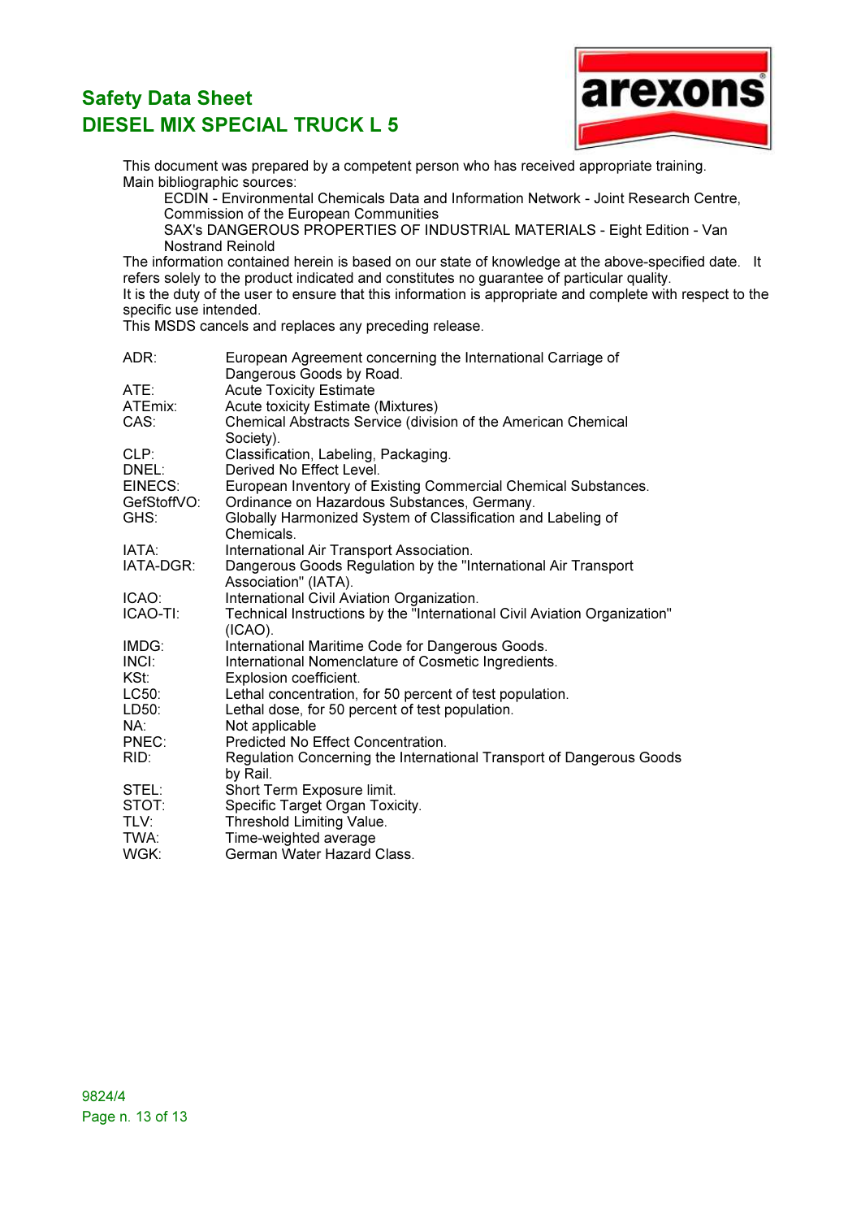This document was prepared by a competent person who has received appropriate training.
Main bibliographic sources:

ECDIN - Environmental Chemicals Data and Information Network - Joint Research Centre, Commission of the European Communities
SAX's DANGEROUS PROPERTIES OF INDUSTRIAL MATERIALS - Eight Edition - Van Nostrand Reinold

The information contained herein is based on our state of knowledge at the above-specified date. It refers solely to the product indicated and constitutes no guarantee of particular quality.
It is the duty of the user to ensure that this information is appropriate and complete with respect to the specific use intended.
This MSDS cancels and replaces any preceding release.

| | |
|---|---|
| ADR: | European Agreement concerning the International Carriage of Dangerous Goods by Road. |
| ATE: | Acute Toxicity Estimate |
| ATEmix: | Acute toxicity Estimate (Mixtures) |
| CAS: | Chemical Abstracts Service (division of the American Chemical Society). |
| CLP: | Classification, Labeling, Packaging. |
| DNEL: | Derived No Effect Level. |
| EINECS: | European Inventory of Existing Commercial Chemical Substances. |
| GefStoffVO: | Ordinance on Hazardous Substances, Germany. |
| GHS: | Globally Harmonized System of Classification and Labeling of Chemicals. |
| IATA: | International Air Transport Association. |
| IATA-DGR: | Dangerous Goods Regulation by the "International Air Transport Association" (IATA). |
| ICAO: | International Civil Aviation Organization. |
| ICAO-TI: | Technical Instructions by the "International Civil Aviation Organization" (ICAO). |
| IMDG: | International Maritime Code for Dangerous Goods. |
| INCI: | International Nomenclature of Cosmetic Ingredients. |
| KSt: | Explosion coefficient. |
| LC50: | Lethal concentration, for 50 percent of test population. |
| LD50: | Lethal dose, for 50 percent of test population. |
| NA: | Not applicable |
| PNEC: | Predicted No Effect Concentration. |
| RID: | Regulation Concerning the International Transport of Dangerous Goods by Rail. |
| STEL: | Short Term Exposure limit. |
| STOT: | Specific Target Organ Toxicity. |
| TLV: | Threshold Limiting Value. |
| TWA: | Time-weighted average |
| WGK: | German Water Hazard Class. |